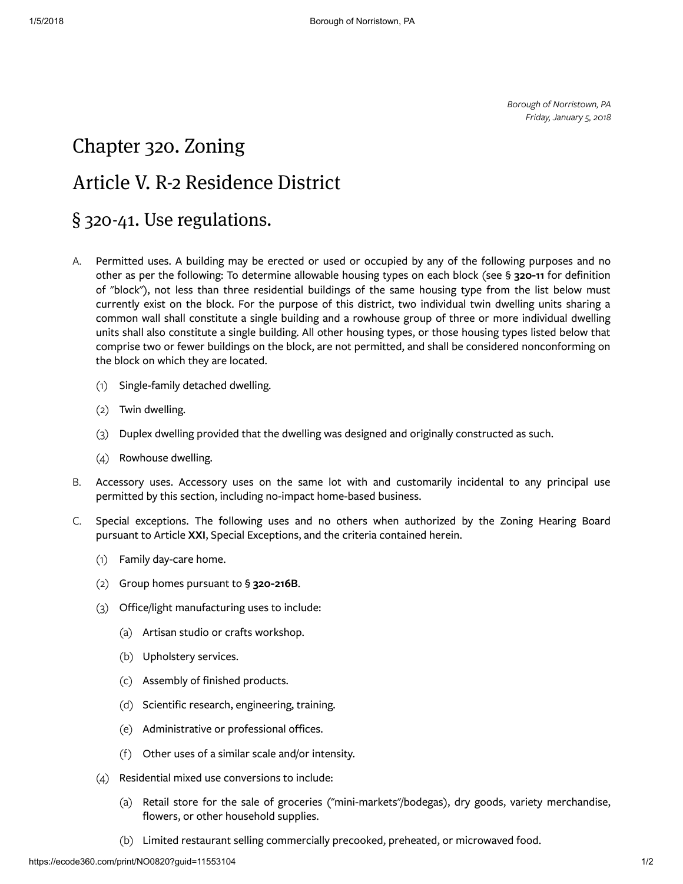*Borough of Norristown, PA*
*Friday, January 5, 2018*

# Chapter 320. Zoning

## Article V. R-2 Residence District

### § 320-41. Use regulations.

A. Permitted uses. A building may be erected or used or occupied by any of the following purposes and no other as per the following: To determine allowable housing types on each block (see § **320-11** for definition of "block"), not less than three residential buildings of the same housing type from the list below must currently exist on the block. For the purpose of this district, two individual twin dwelling units sharing a common wall shall constitute a single building and a rowhouse group of three or more individual dwelling units shall also constitute a single building. All other housing types, or those housing types listed below that comprise two or fewer buildings on the block, are not permitted, and shall be considered nonconforming on the block on which they are located.

   (1) Single-family detached dwelling.

   (2) Twin dwelling.

   (3) Duplex dwelling provided that the dwelling was designed and originally constructed as such.

   (4) Rowhouse dwelling.

B. Accessory uses. Accessory uses on the same lot with and customarily incidental to any principal use permitted by this section, including no-impact home-based business.

C. Special exceptions. The following uses and no others when authorized by the Zoning Hearing Board pursuant to Article **XXI**, Special Exceptions, and the criteria contained herein.

   (1) Family day-care home.

   (2) Group homes pursuant to § **320-216B**.

   (3) Office/light manufacturing uses to include:

      (a) Artisan studio or crafts workshop.

      (b) Upholstery services.

      (c) Assembly of finished products.

      (d) Scientific research, engineering, training.

      (e) Administrative or professional offices.

      (f) Other uses of a similar scale and/or intensity.

   (4) Residential mixed use conversions to include:

      (a) Retail store for the sale of groceries ("mini-markets"/bodegas), dry goods, variety merchandise, flowers, or other household supplies.

      (b) Limited restaurant selling commercially precooked, preheated, or microwaved food.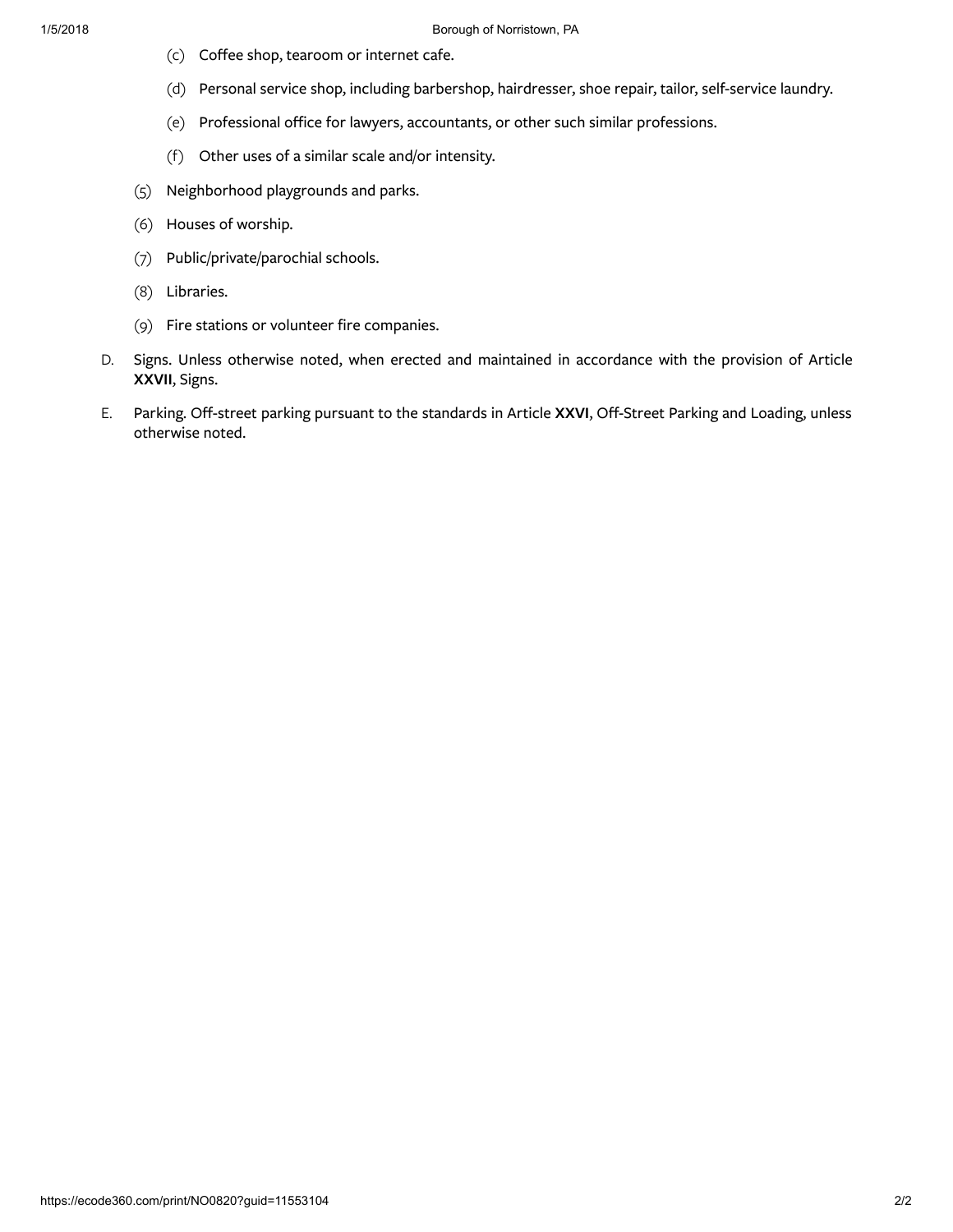(c) Coffee shop, tearoom or internet cafe.

(d) Personal service shop, including barbershop, hairdresser, shoe repair, tailor, self-service laundry.

(e) Professional office for lawyers, accountants, or other such similar professions.

(f) Other uses of a similar scale and/or intensity.

(5) Neighborhood playgrounds and parks.

(6) Houses of worship.

(7) Public/private/parochial schools.

(8) Libraries.

(9) Fire stations or volunteer fire companies.

D. Signs. Unless otherwise noted, when erected and maintained in accordance with the provision of Article **XXVII**, Signs.

E. Parking. Off-street parking pursuant to the standards in Article **XXVI**, Off-Street Parking and Loading, unless otherwise noted.